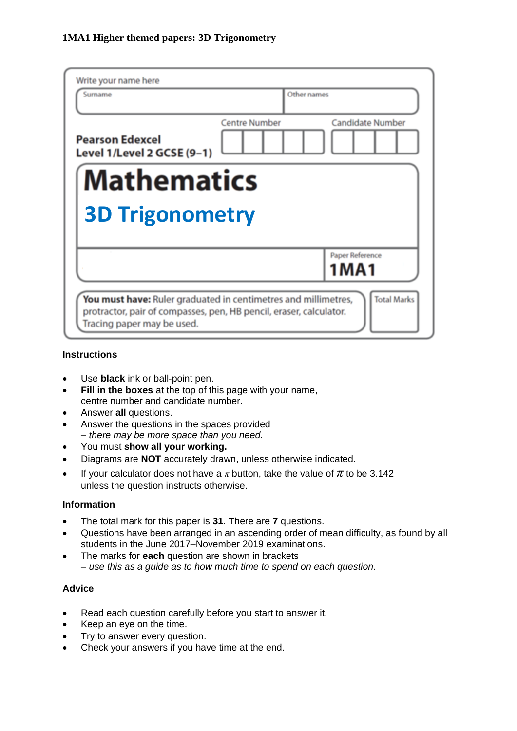**1MA1 Higher themed papers: 3D Trigonometry**

Write your name here

| Surname | Other names |
|---|---|
| | |

**Pearson Edexcel**
**Level 1/Level 2 GCSE (9–1)**

Centre Number | Candidate Number

# Mathematics

## 3D Trigonometry

Paper Reference
**1MA1**

**You must have:** Ruler graduated in centimetres and millimetres, protractor, pair of compasses, pen, HB pencil, eraser, calculator. Tracing paper may be used.

Total Marks

### Instructions

- Use **black** ink or ball-point pen.
- **Fill in the boxes** at the top of this page with your name, centre number and candidate number.
- Answer **all** questions.
- Answer the questions in the spaces provided
  *– there may be more space than you need.*
- You must **show all your working.**
- Diagrams are **NOT** accurately drawn, unless otherwise indicated.
- If your calculator does not have a $\pi$ button, take the value of $\pi$ to be 3.142 unless the question instructs otherwise.

### Information

- The total mark for this paper is **31**. There are **7** questions.
- Questions have been arranged in an ascending order of mean difficulty, as found by all students in the June 2017–November 2019 examinations.
- The marks for **each** question are shown in brackets
  *– use this as a guide as to how much time to spend on each question.*

### Advice

- Read each question carefully before you start to answer it.
- Keep an eye on the time.
- Try to answer every question.
- Check your answers if you have time at the end.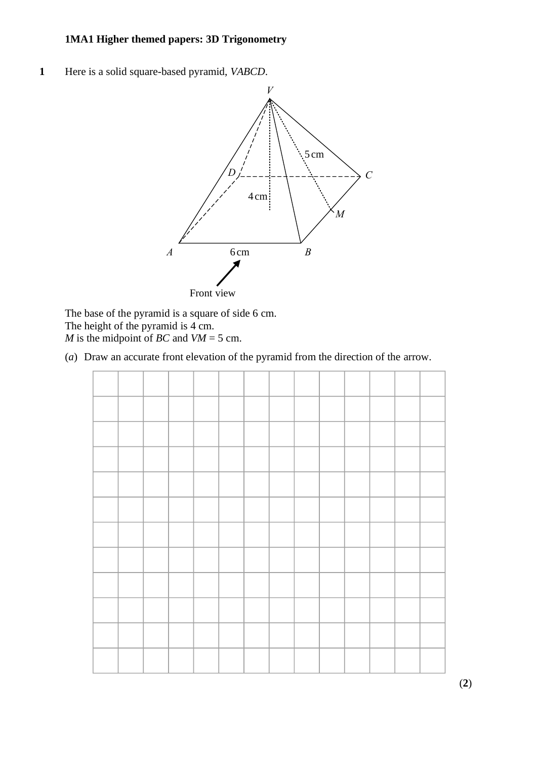**1MA1 Higher themed papers: 3D Trigonometry**

**1** Here is a solid square-based pyramid, *VABCD*.

The base of the pyramid is a square of side 6 cm.
The height of the pyramid is 4 cm.
*M* is the midpoint of *BC* and *VM* = 5 cm.

(*a*) Draw an accurate front elevation of the pyramid from the direction of the arrow.

**(2)**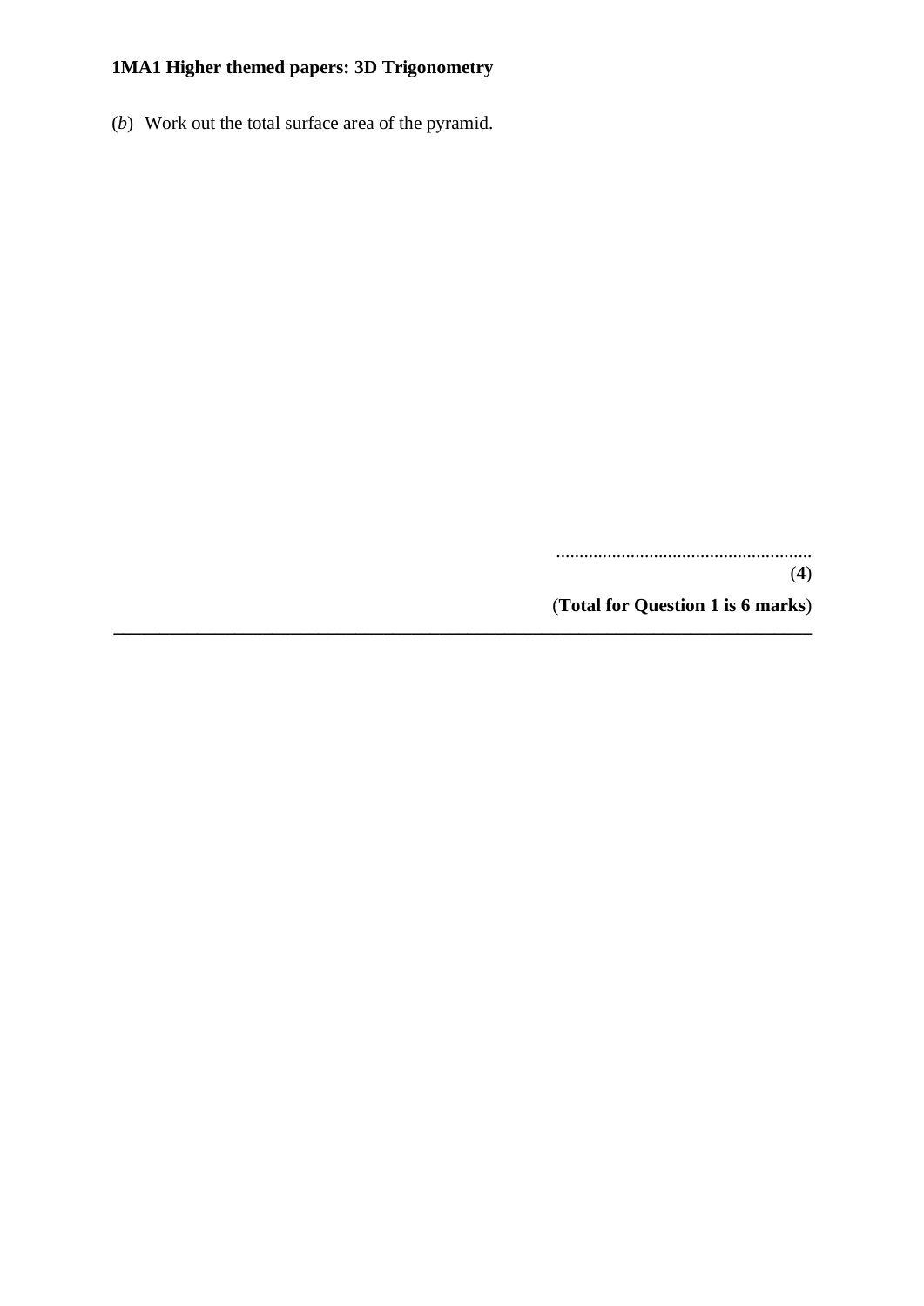(*b*) Work out the total surface area of the pyramid.

.......................................................

(**4**)

(**Total for Question 1 is 6 marks**)

---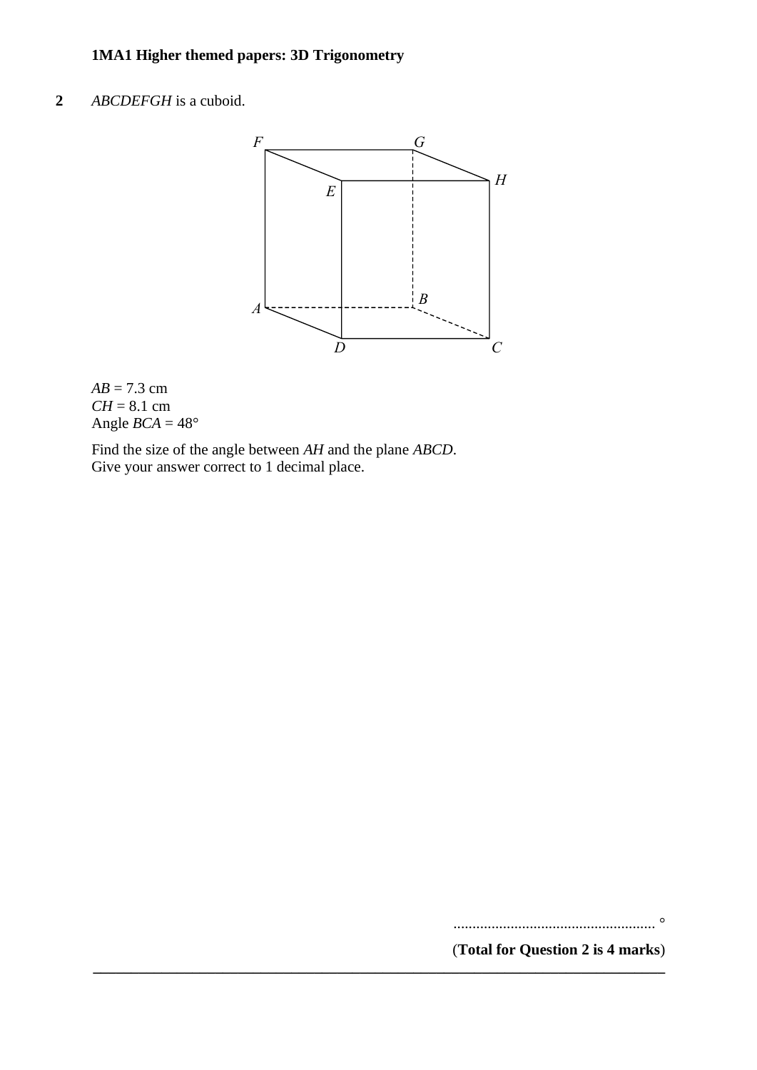**2** *ABCDEFGH* is a cuboid.

*AB* = 7.3 cm
*CH* = 8.1 cm
Angle *BCA* = 48°

Find the size of the angle between *AH* and the plane *ABCD*.
Give your answer correct to 1 decimal place.

......................................................°

(**Total for Question 2 is 4 marks**)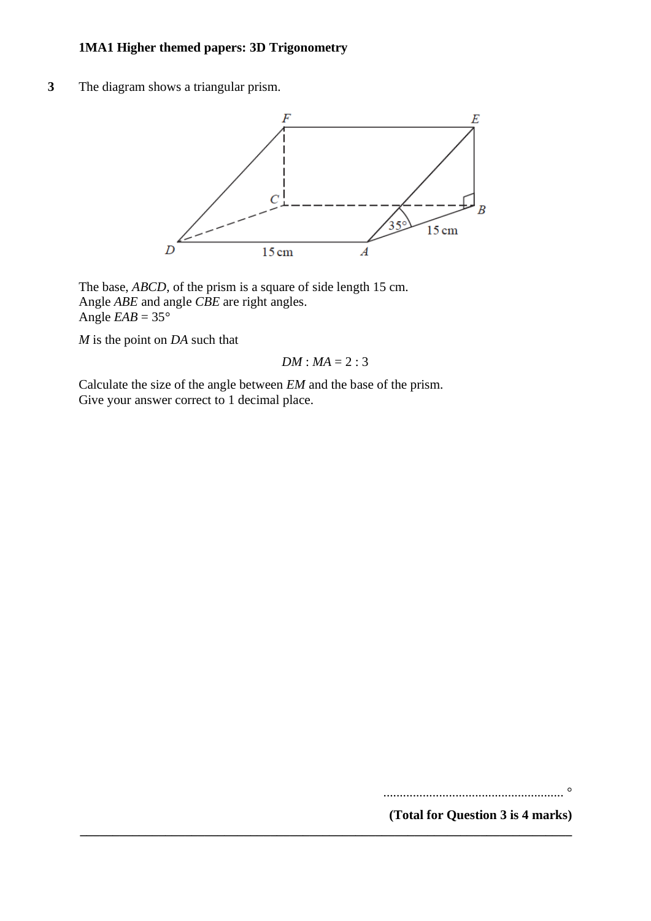**1MA1 Higher themed papers: 3D Trigonometry**

**3** The diagram shows a triangular prism.

The base, *ABCD*, of the prism is a square of side length 15 cm.
Angle *ABE* and angle *CBE* are right angles.
Angle *EAB* = 35°

*M* is the point on *DA* such that

$$DM : MA = 2 : 3$$

Calculate the size of the angle between *EM* and the base of the prism.
Give your answer correct to 1 decimal place.

....................................................... °

**(Total for Question 3 is 4 marks)**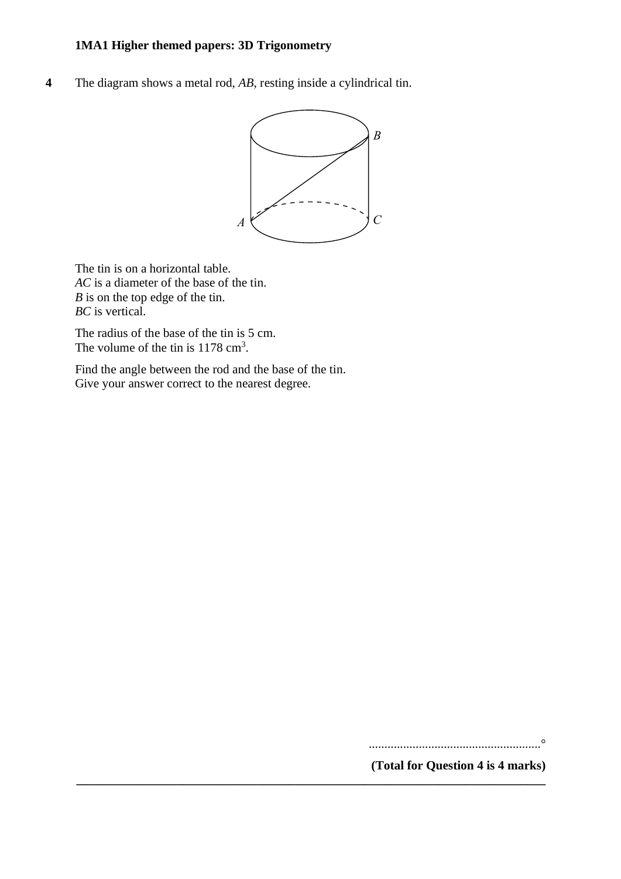**4** The diagram shows a metal rod, *AB*, resting inside a cylindrical tin.

The tin is on a horizontal table.
*AC* is a diameter of the base of the tin.
*B* is on the top edge of the tin.
*BC* is vertical.

The radius of the base of the tin is 5 cm.
The volume of the tin is 1178 cm$^3$.

Find the angle between the rod and the base of the tin.
Give your answer correct to the nearest degree.

.......................................................°

**(Total for Question 4 is 4 marks)**

---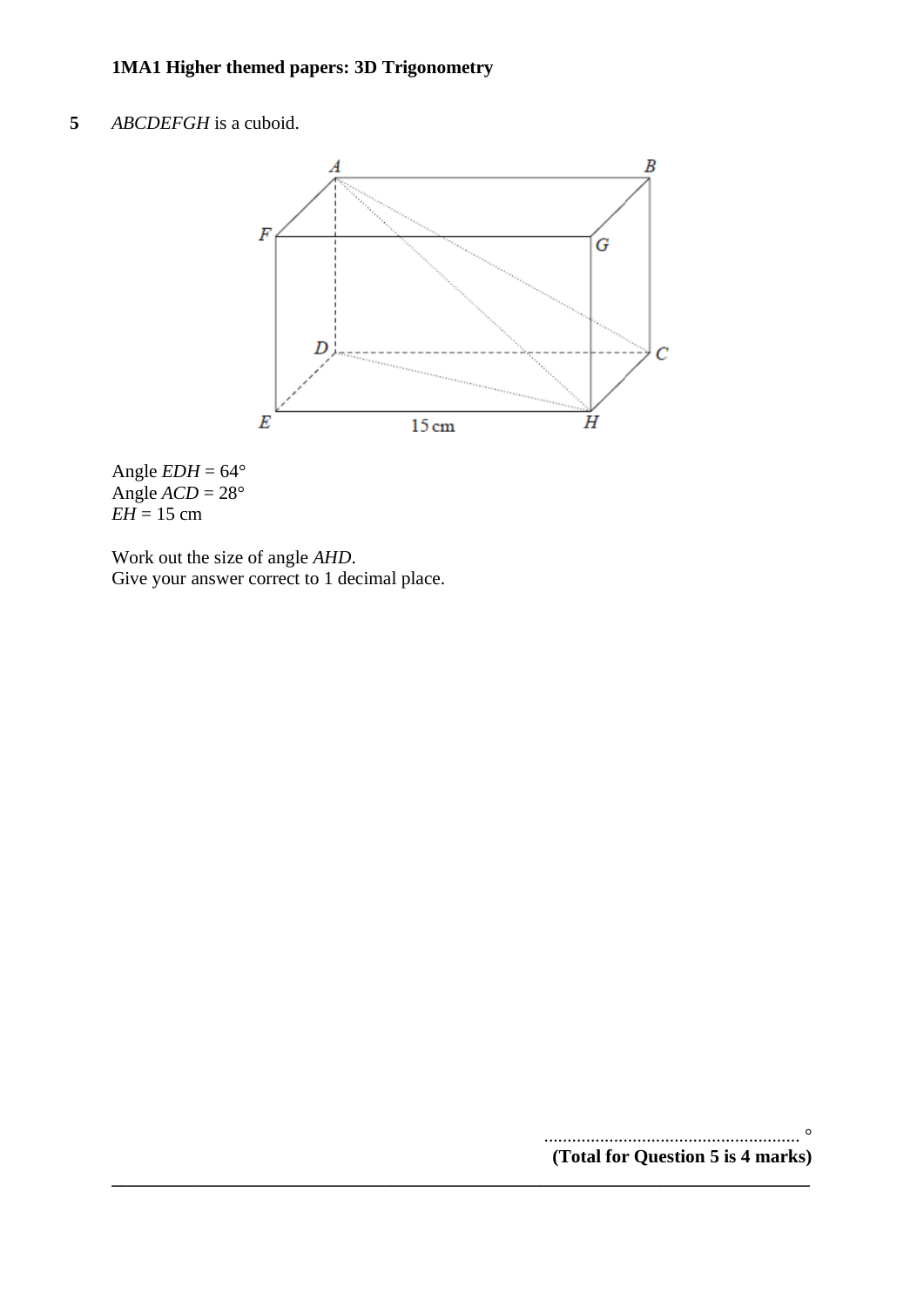**5** *ABCDEFGH* is a cuboid.

Angle $EDH = 64°$
Angle $ACD = 28°$
$EH = 15$ cm

Work out the size of angle $AHD$.
Give your answer correct to 1 decimal place.

.......................................................°

**(Total for Question 5 is 4 marks)**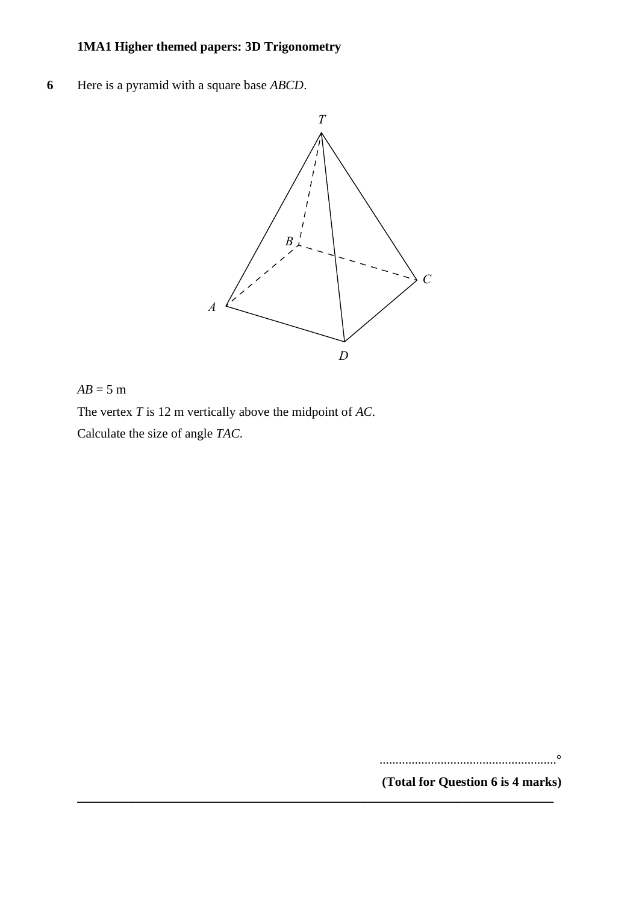**6** Here is a pyramid with a square base *ABCD*.

*AB* = 5 m

The vertex *T* is 12 m vertically above the midpoint of *AC*.

Calculate the size of angle *TAC*.

..........................................................°

**(Total for Question 6 is 4 marks)**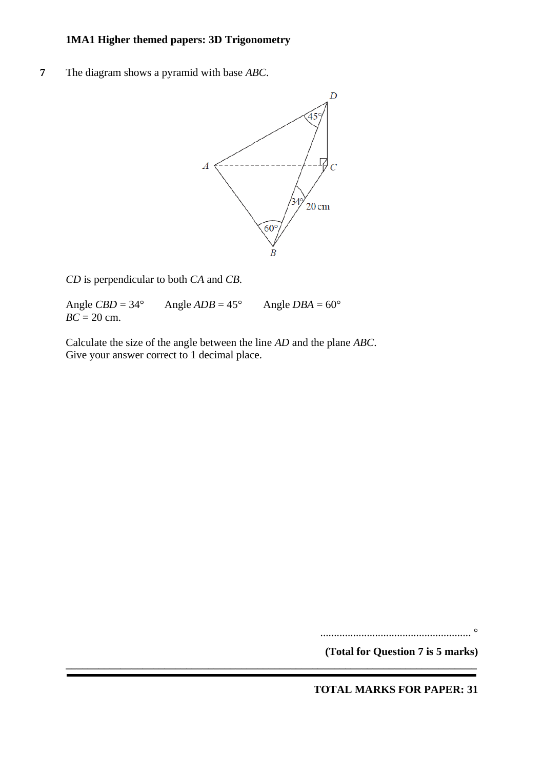**1MA1 Higher themed papers: 3D Trigonometry**

**7** The diagram shows a pyramid with base *ABC*.

D
45°
A
C
34°
20 cm
60°
B

*CD* is perpendicular to both *CA* and *CB*.

Angle *CBD* = 34° Angle *ADB* = 45° Angle *DBA* = 60°
*BC* = 20 cm.

Calculate the size of the angle between the line *AD* and the plane *ABC*.
Give your answer correct to 1 decimal place.

........................................................ °

**(Total for Question 7 is 5 marks)**

---

**TOTAL MARKS FOR PAPER: 31**